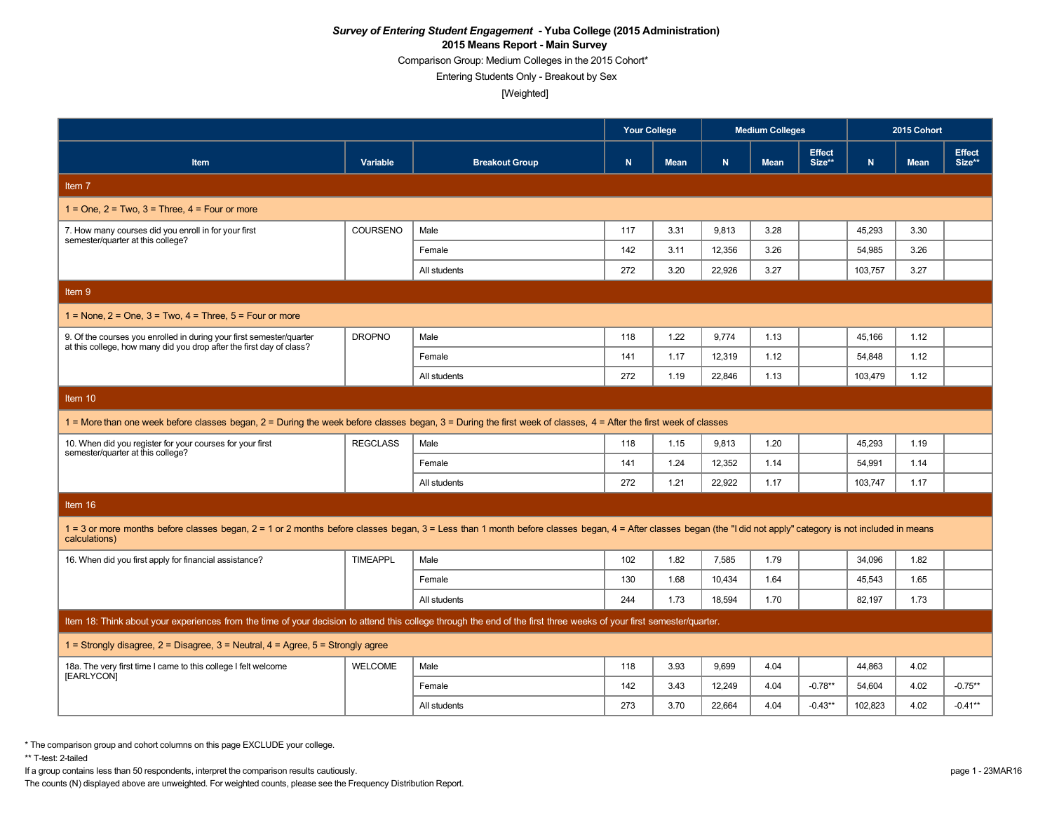# *Survey of Entering Student Engagement* - Yuba College (2015 Administration)

## 2015 Means Report - Main Survey

Comparison Group: Medium Colleges in the 2015 Cohort*

Entering Students Only - Breakout by Sex

[Weighted]

| | | | Your College | | Medium Colleges | | | 2015 Cohort | | |
|---|---|---|---|---|---|---|---|---|---|---|
| **Item** | **Variable** | **Breakout Group** | **N** | **Mean** | **N** | **Mean** | **Effect Size**** | **N** | **Mean** | **Effect Size**** |
| **Item 7** | | | | | | | | | | |
| 1 = One, 2 = Two, 3 = Three, 4 = Four or more | | | | | | | | | | |
| 7. How many courses did you enroll in for your first semester/quarter at this college? | COURSENO | Male | 117 | 3.31 | 9,813 | 3.28 | | 45,293 | 3.30 | |
| | | Female | 142 | 3.11 | 12,356 | 3.26 | | 54,985 | 3.26 | |
| | | All students | 272 | 3.20 | 22,926 | 3.27 | | 103,757 | 3.27 | |
| **Item 9** | | | | | | | | | | |
| 1 = None, 2 = One, 3 = Two, 4 = Three, 5 = Four or more | | | | | | | | | | |
| 9. Of the courses you enrolled in during your first semester/quarter at this college, how many did you drop after the first day of class? | DROPNO | Male | 118 | 1.22 | 9,774 | 1.13 | | 45,166 | 1.12 | |
| | | Female | 141 | 1.17 | 12,319 | 1.12 | | 54,848 | 1.12 | |
| | | All students | 272 | 1.19 | 22,846 | 1.13 | | 103,479 | 1.12 | |
| **Item 10** | | | | | | | | | | |
| 1 = More than one week before classes began, 2 = During the week before classes began, 3 = During the first week of classes, 4 = After the first week of classes | | | | | | | | | | |
| 10. When did you register for your courses for your first semester/quarter at this college? | REGCLASS | Male | 118 | 1.15 | 9,813 | 1.20 | | 45,293 | 1.19 | |
| | | Female | 141 | 1.24 | 12,352 | 1.14 | | 54,991 | 1.14 | |
| | | All students | 272 | 1.21 | 22,922 | 1.17 | | 103,747 | 1.17 | |
| **Item 16** | | | | | | | | | | |
| 1 = 3 or more months before classes began, 2 = 1 or 2 months before classes began, 3 = Less than 1 month before classes began, 4 = After classes began (the "I did not apply" category is not included in means calculations) | | | | | | | | | | |
| 16. When did you first apply for financial assistance? | TIMEAPPL | Male | 102 | 1.82 | 7,585 | 1.79 | | 34,096 | 1.82 | |
| | | Female | 130 | 1.68 | 10,434 | 1.64 | | 45,543 | 1.65 | |
| | | All students | 244 | 1.73 | 18,594 | 1.70 | | 82,197 | 1.73 | |
| **Item 18: Think about your experiences from the time of your decision to attend this college through the end of the first three weeks of your first semester/quarter.** | | | | | | | | | | |
| 1 = Strongly disagree, 2 = Disagree, 3 = Neutral, 4 = Agree, 5 = Strongly agree | | | | | | | | | | |
| 18a. The very first time I came to this college I felt welcome [EARLYCON] | WELCOME | Male | 118 | 3.93 | 9,699 | 4.04 | | 44,863 | 4.02 | |
| | | Female | 142 | 3.43 | 12,249 | 4.04 | -0.78** | 54,604 | 4.02 | -0.75** |
| | | All students | 273 | 3.70 | 22,664 | 4.04 | -0.43** | 102,823 | 4.02 | -0.41** |

\* The comparison group and cohort columns on this page EXCLUDE your college.

** T-test: 2-tailed

If a group contains less than 50 respondents, interpret the comparison results cautiously.

The counts (N) displayed above are unweighted. For weighted counts, please see the Frequency Distribution Report.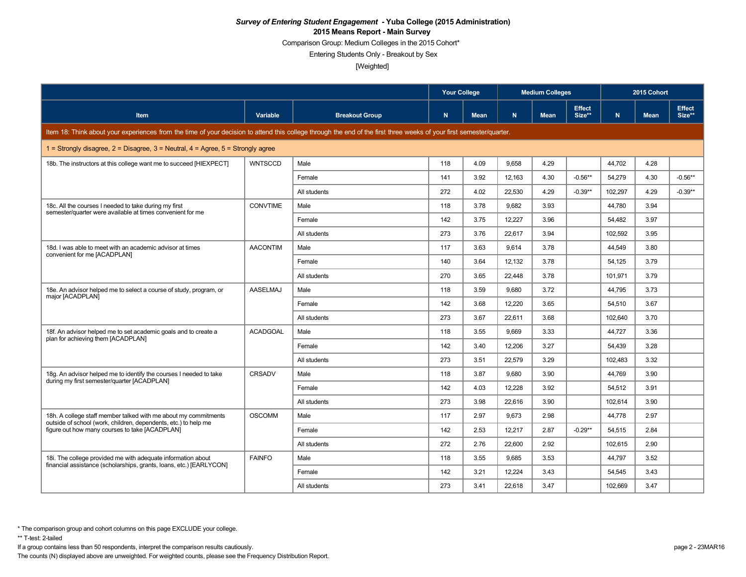***Survey of Entering Student Engagement* - Yuba College (2015 Administration)**

**2015 Means Report - Main Survey**

Comparison Group: Medium Colleges in the 2015 Cohort*

Entering Students Only - Breakout by Sex

[Weighted]

| | | | Your College | | Medium Colleges | | | 2015 Cohort | | |
|---|---|---|---|---|---|---|---|---|---|---|
| **Item** | **Variable** | **Breakout Group** | **N** | **Mean** | **N** | **Mean** | **Effect Size\*\*** | **N** | **Mean** | **Effect Size\*\*** |
| Item 18: Think about your experiences from the time of your decision to attend this college through the end of the first three weeks of your first semester/quarter. | | | | | | | | | | |
| 1 = Strongly disagree, 2 = Disagree, 3 = Neutral, 4 = Agree, 5 = Strongly agree | | | | | | | | | | |
| 18b. The instructors at this college want me to succeed [HIEXPECT] | WNTSCCD | Male | 118 | 4.09 | 9,658 | 4.29 | | 44,702 | 4.28 | |
| | | Female | 141 | 3.92 | 12,163 | 4.30 | -0.56** | 54,279 | 4.30 | -0.56** |
| | | All students | 272 | 4.02 | 22,530 | 4.29 | -0.39** | 102,297 | 4.29 | -0.39** |
| 18c. All the courses I needed to take during my first semester/quarter were available at times convenient for me | CONVTIME | Male | 118 | 3.78 | 9,682 | 3.93 | | 44,780 | 3.94 | |
| | | Female | 142 | 3.75 | 12,227 | 3.96 | | 54,482 | 3.97 | |
| | | All students | 273 | 3.76 | 22,617 | 3.94 | | 102,592 | 3.95 | |
| 18d. I was able to meet with an academic advisor at times convenient for me [ACADPLAN] | AACONTIM | Male | 117 | 3.63 | 9,614 | 3.78 | | 44,549 | 3.80 | |
| | | Female | 140 | 3.64 | 12,132 | 3.78 | | 54,125 | 3.79 | |
| | | All students | 270 | 3.65 | 22,448 | 3.78 | | 101,971 | 3.79 | |
| 18e. An advisor helped me to select a course of study, program, or major [ACADPLAN] | AASELMAJ | Male | 118 | 3.59 | 9,680 | 3.72 | | 44,795 | 3.73 | |
| | | Female | 142 | 3.68 | 12,220 | 3.65 | | 54,510 | 3.67 | |
| | | All students | 273 | 3.67 | 22,611 | 3.68 | | 102,640 | 3.70 | |
| 18f. An advisor helped me to set academic goals and to create a plan for achieving them [ACADPLAN] | ACADGOAL | Male | 118 | 3.55 | 9,669 | 3.33 | | 44,727 | 3.36 | |
| | | Female | 142 | 3.40 | 12,206 | 3.27 | | 54,439 | 3.28 | |
| | | All students | 273 | 3.51 | 22,579 | 3.29 | | 102,483 | 3.32 | |
| 18g. An advisor helped me to identify the courses I needed to take during my first semester/quarter [ACADPLAN] | CRSADV | Male | 118 | 3.87 | 9,680 | 3.90 | | 44,769 | 3.90 | |
| | | Female | 142 | 4.03 | 12,228 | 3.92 | | 54,512 | 3.91 | |
| | | All students | 273 | 3.98 | 22,616 | 3.90 | | 102,614 | 3.90 | |
| 18h. A college staff member talked with me about my commitments outside of school (work, children, dependents, etc.) to help me figure out how many courses to take [ACADPLAN] | OSCOMM | Male | 117 | 2.97 | 9,673 | 2.98 | | 44,778 | 2.97 | |
| | | Female | 142 | 2.53 | 12,217 | 2.87 | -0.29** | 54,515 | 2.84 | |
| | | All students | 272 | 2.76 | 22,600 | 2.92 | | 102,615 | 2.90 | |
| 18i. The college provided me with adequate information about financial assistance (scholarships, grants, loans, etc.) [EARLYCON] | FAINFO | Male | 118 | 3.55 | 9,685 | 3.53 | | 44,797 | 3.52 | |
| | | Female | 142 | 3.21 | 12,224 | 3.43 | | 54,545 | 3.43 | |
| | | All students | 273 | 3.41 | 22,618 | 3.47 | | 102,669 | 3.47 | |

* The comparison group and cohort columns on this page EXCLUDE your college.

** T-test: 2-tailed

If a group contains less than 50 respondents, interpret the comparison results cautiously.

The counts (N) displayed above are unweighted. For weighted counts, please see the Frequency Distribution Report.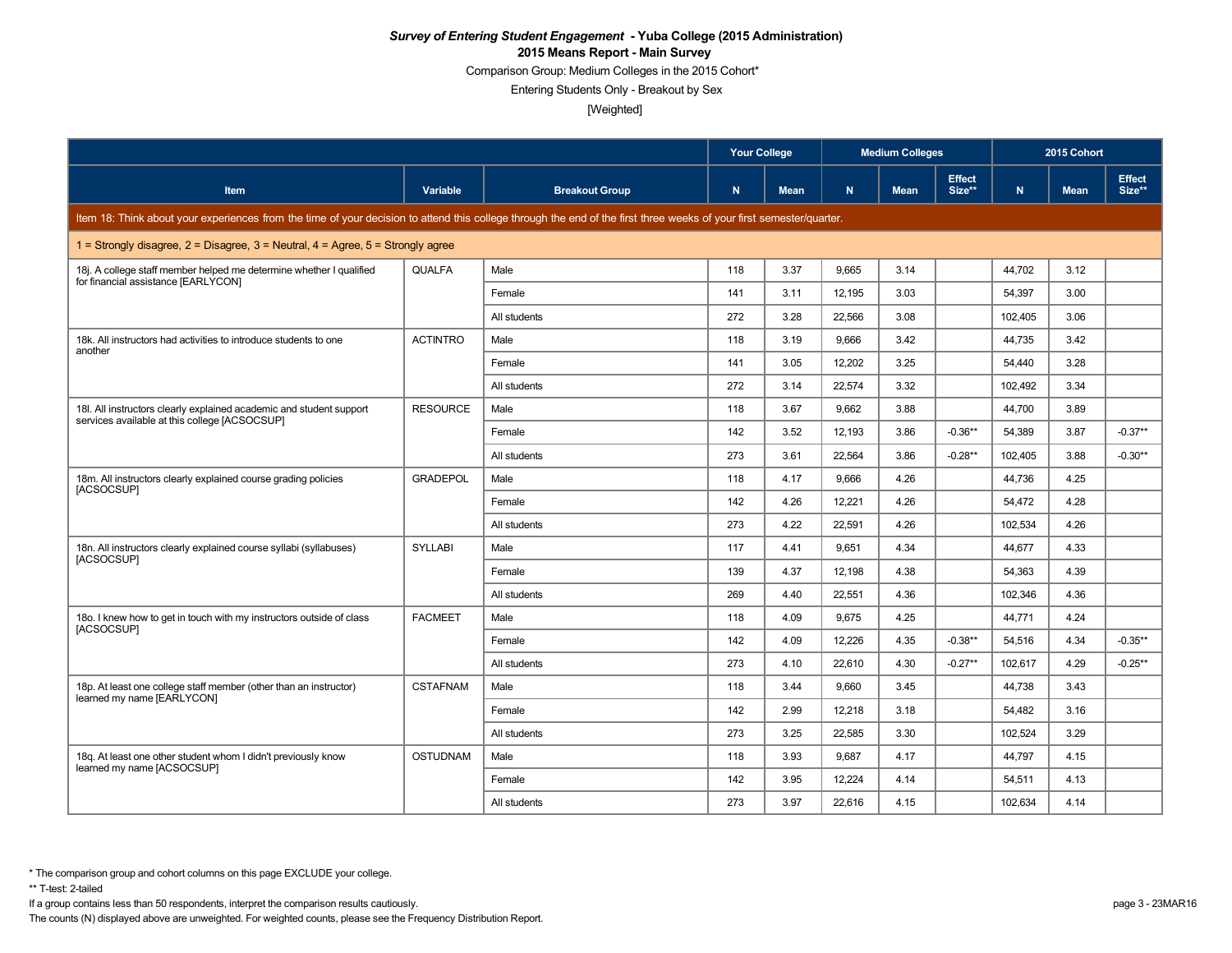***Survey of Entering Student Engagement* - Yuba College (2015 Administration)**

**2015 Means Report - Main Survey**

Comparison Group: Medium Colleges in the 2015 Cohort*

Entering Students Only - Breakout by Sex

[Weighted]

| | | | Your College | | Medium Colleges | | | 2015 Cohort | | |
|---|---|---|---|---|---|---|---|---|---|---|
| Item | Variable | Breakout Group | N | Mean | N | Mean | Effect Size** | N | Mean | Effect Size** |
| Item 18: Think about your experiences from the time of your decision to attend this college through the end of the first three weeks of your first semester/quarter. | | | | | | | | | | |
| 1 = Strongly disagree, 2 = Disagree, 3 = Neutral, 4 = Agree, 5 = Strongly agree | | | | | | | | | | |
| 18j. A college staff member helped me determine whether I qualified for financial assistance [EARLYCON] | QUALFA | Male | 118 | 3.37 | 9,665 | 3.14 | | 44,702 | 3.12 | |
| | | Female | 141 | 3.11 | 12,195 | 3.03 | | 54,397 | 3.00 | |
| | | All students | 272 | 3.28 | 22,566 | 3.08 | | 102,405 | 3.06 | |
| 18k. All instructors had activities to introduce students to one another | ACTINTRO | Male | 118 | 3.19 | 9,666 | 3.42 | | 44,735 | 3.42 | |
| | | Female | 141 | 3.05 | 12,202 | 3.25 | | 54,440 | 3.28 | |
| | | All students | 272 | 3.14 | 22,574 | 3.32 | | 102,492 | 3.34 | |
| 18l. All instructors clearly explained academic and student support services available at this college [ACSOCSUP] | RESOURCE | Male | 118 | 3.67 | 9,662 | 3.88 | | 44,700 | 3.89 | |
| | | Female | 142 | 3.52 | 12,193 | 3.86 | -0.36** | 54,389 | 3.87 | -0.37** |
| | | All students | 273 | 3.61 | 22,564 | 3.86 | -0.28** | 102,405 | 3.88 | -0.30** |
| 18m. All instructors clearly explained course grading policies [ACSOCSUP] | GRADEPOL | Male | 118 | 4.17 | 9,666 | 4.26 | | 44,736 | 4.25 | |
| | | Female | 142 | 4.26 | 12,221 | 4.26 | | 54,472 | 4.28 | |
| | | All students | 273 | 4.22 | 22,591 | 4.26 | | 102,534 | 4.26 | |
| 18n. All instructors clearly explained course syllabi (syllabuses) [ACSOCSUP] | SYLLABI | Male | 117 | 4.41 | 9,651 | 4.34 | | 44,677 | 4.33 | |
| | | Female | 139 | 4.37 | 12,198 | 4.38 | | 54,363 | 4.39 | |
| | | All students | 269 | 4.40 | 22,551 | 4.36 | | 102,346 | 4.36 | |
| 18o. I knew how to get in touch with my instructors outside of class [ACSOCSUP] | FACMEET | Male | 118 | 4.09 | 9,675 | 4.25 | | 44,771 | 4.24 | |
| | | Female | 142 | 4.09 | 12,226 | 4.35 | -0.38** | 54,516 | 4.34 | -0.35** |
| | | All students | 273 | 4.10 | 22,610 | 4.30 | -0.27** | 102,617 | 4.29 | -0.25** |
| 18p. At least one college staff member (other than an instructor) learned my name [EARLYCON] | CSTAFNAM | Male | 118 | 3.44 | 9,660 | 3.45 | | 44,738 | 3.43 | |
| | | Female | 142 | 2.99 | 12,218 | 3.18 | | 54,482 | 3.16 | |
| | | All students | 273 | 3.25 | 22,585 | 3.30 | | 102,524 | 3.29 | |
| 18q. At least one other student whom I didn't previously know learned my name [ACSOCSUP] | OSTUDNAM | Male | 118 | 3.93 | 9,687 | 4.17 | | 44,797 | 4.15 | |
| | | Female | 142 | 3.95 | 12,224 | 4.14 | | 54,511 | 4.13 | |
| | | All students | 273 | 3.97 | 22,616 | 4.15 | | 102,634 | 4.14 | |

* The comparison group and cohort columns on this page EXCLUDE your college.

** T-test: 2-tailed

If a group contains less than 50 respondents, interpret the comparison results cautiously.

The counts (N) displayed above are unweighted. For weighted counts, please see the Frequency Distribution Report.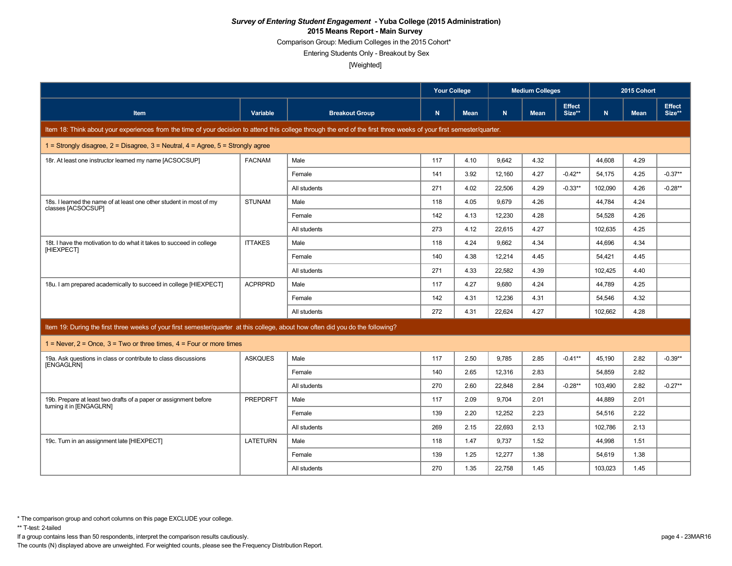***Survey of Entering Student Engagement* - Yuba College (2015 Administration)**

**2015 Means Report - Main Survey**

Comparison Group: Medium Colleges in the 2015 Cohort*

Entering Students Only - Breakout by Sex

[Weighted]

| | | | Your College | | Medium Colleges | | | 2015 Cohort | | |
|---|---|---|---|---|---|---|---|---|---|---|
| **Item** | **Variable** | **Breakout Group** | **N** | **Mean** | **N** | **Mean** | **Effect Size**** | **N** | **Mean** | **Effect Size**** |
| **Item 18: Think about your experiences from the time of your decision to attend this college through the end of the first three weeks of your first semester/quarter.** | | | | | | | | | | |
| 1 = Strongly disagree, 2 = Disagree, 3 = Neutral, 4 = Agree, 5 = Strongly agree | | | | | | | | | | |
| 18r. At least one instructor learned my name [ACSOCSUP] | FACNAM | Male | 117 | 4.10 | 9,642 | 4.32 | | 44,608 | 4.29 | |
| | | Female | 141 | 3.92 | 12,160 | 4.27 | -0.42** | 54,175 | 4.25 | -0.37** |
| | | All students | 271 | 4.02 | 22,506 | 4.29 | -0.33** | 102,090 | 4.26 | -0.28** |
| 18s. I learned the name of at least one other student in most of my classes [ACSOCSUP] | STUNAM | Male | 118 | 4.05 | 9,679 | 4.26 | | 44,784 | 4.24 | |
| | | Female | 142 | 4.13 | 12,230 | 4.28 | | 54,528 | 4.26 | |
| | | All students | 273 | 4.12 | 22,615 | 4.27 | | 102,635 | 4.25 | |
| 18t. I have the motivation to do what it takes to succeed in college [HIEXPECT] | ITTAKES | Male | 118 | 4.24 | 9,662 | 4.34 | | 44,696 | 4.34 | |
| | | Female | 140 | 4.38 | 12,214 | 4.45 | | 54,421 | 4.45 | |
| | | All students | 271 | 4.33 | 22,582 | 4.39 | | 102,425 | 4.40 | |
| 18u. I am prepared academically to succeed in college [HIEXPECT] | ACPRPRD | Male | 117 | 4.27 | 9,680 | 4.24 | | 44,789 | 4.25 | |
| | | Female | 142 | 4.31 | 12,236 | 4.31 | | 54,546 | 4.32 | |
| | | All students | 272 | 4.31 | 22,624 | 4.27 | | 102,662 | 4.28 | |
| **Item 19: During the first three weeks of your first semester/quarter at this college, about how often did you do the following?** | | | | | | | | | | |
| 1 = Never, 2 = Once, 3 = Two or three times, 4 = Four or more times | | | | | | | | | | |
| 19a. Ask questions in class or contribute to class discussions [ENGAGLRN] | ASKQUES | Male | 117 | 2.50 | 9,785 | 2.85 | -0.41** | 45,190 | 2.82 | -0.39** |
| | | Female | 140 | 2.65 | 12,316 | 2.83 | | 54,859 | 2.82 | |
| | | All students | 270 | 2.60 | 22,848 | 2.84 | -0.28** | 103,490 | 2.82 | -0.27** |
| 19b. Prepare at least two drafts of a paper or assignment before turning it in [ENGAGLRN] | PREPDRFT | Male | 117 | 2.09 | 9,704 | 2.01 | | 44,889 | 2.01 | |
| | | Female | 139 | 2.20 | 12,252 | 2.23 | | 54,516 | 2.22 | |
| | | All students | 269 | 2.15 | 22,693 | 2.13 | | 102,786 | 2.13 | |
| 19c. Turn in an assignment late [HIEXPECT] | LATETURN | Male | 118 | 1.47 | 9,737 | 1.52 | | 44,998 | 1.51 | |
| | | Female | 139 | 1.25 | 12,277 | 1.38 | | 54,619 | 1.38 | |
| | | All students | 270 | 1.35 | 22,758 | 1.45 | | 103,023 | 1.45 | |

* The comparison group and cohort columns on this page EXCLUDE your college.

** T-test: 2-tailed

If a group contains less than 50 respondents, interpret the comparison results cautiously.

The counts (N) displayed above are unweighted. For weighted counts, please see the Frequency Distribution Report.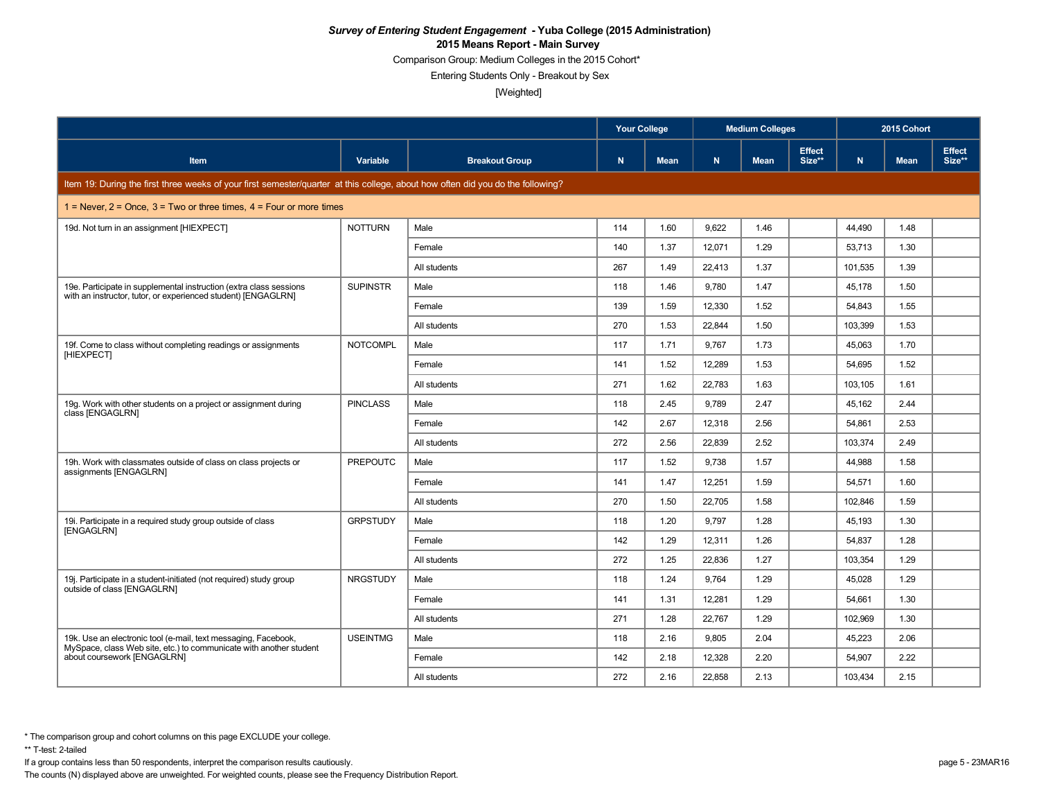***Survey of Entering Student Engagement* - Yuba College (2015 Administration)**

**2015 Means Report - Main Survey**

Comparison Group: Medium Colleges in the 2015 Cohort*

Entering Students Only - Breakout by Sex

[Weighted]

| Item | Variable | Breakout Group | Your College | | Medium Colleges | | | 2015 Cohort | | |
|---|---|---|---|---|---|---|---|---|---|---|
| | | | N | Mean | N | Mean | Effect Size** | N | Mean | Effect Size** |
| Item 19: During the first three weeks of your first semester/quarter at this college, about how often did you do the following? | | | | | | | | | | |
| 1 = Never, 2 = Once, 3 = Two or three times, 4 = Four or more times | | | | | | | | | | |
| 19d. Not turn in an assignment [HIEXPECT] | NOTTURN | Male | 114 | 1.60 | 9,622 | 1.46 | | 44,490 | 1.48 | |
| | | Female | 140 | 1.37 | 12,071 | 1.29 | | 53,713 | 1.30 | |
| | | All students | 267 | 1.49 | 22,413 | 1.37 | | 101,535 | 1.39 | |
| 19e. Participate in supplemental instruction (extra class sessions with an instructor, tutor, or experienced student) [ENGAGLRN] | SUPINSTR | Male | 118 | 1.46 | 9,780 | 1.47 | | 45,178 | 1.50 | |
| | | Female | 139 | 1.59 | 12,330 | 1.52 | | 54,843 | 1.55 | |
| | | All students | 270 | 1.53 | 22,844 | 1.50 | | 103,399 | 1.53 | |
| 19f. Come to class without completing readings or assignments [HIEXPECT] | NOTCOMPL | Male | 117 | 1.71 | 9,767 | 1.73 | | 45,063 | 1.70 | |
| | | Female | 141 | 1.52 | 12,289 | 1.53 | | 54,695 | 1.52 | |
| | | All students | 271 | 1.62 | 22,783 | 1.63 | | 103,105 | 1.61 | |
| 19g. Work with other students on a project or assignment during class [ENGAGLRN] | PINCLASS | Male | 118 | 2.45 | 9,789 | 2.47 | | 45,162 | 2.44 | |
| | | Female | 142 | 2.67 | 12,318 | 2.56 | | 54,861 | 2.53 | |
| | | All students | 272 | 2.56 | 22,839 | 2.52 | | 103,374 | 2.49 | |
| 19h. Work with classmates outside of class on class projects or assignments [ENGAGLRN] | PREPOUTC | Male | 117 | 1.52 | 9,738 | 1.57 | | 44,988 | 1.58 | |
| | | Female | 141 | 1.47 | 12,251 | 1.59 | | 54,571 | 1.60 | |
| | | All students | 270 | 1.50 | 22,705 | 1.58 | | 102,846 | 1.59 | |
| 19i. Participate in a required study group outside of class [ENGAGLRN] | GRPSTUDY | Male | 118 | 1.20 | 9,797 | 1.28 | | 45,193 | 1.30 | |
| | | Female | 142 | 1.29 | 12,311 | 1.26 | | 54,837 | 1.28 | |
| | | All students | 272 | 1.25 | 22,836 | 1.27 | | 103,354 | 1.29 | |
| 19j. Participate in a student-initiated (not required) study group outside of class [ENGAGLRN] | NRGSTUDY | Male | 118 | 1.24 | 9,764 | 1.29 | | 45,028 | 1.29 | |
| | | Female | 141 | 1.31 | 12,281 | 1.29 | | 54,661 | 1.30 | |
| | | All students | 271 | 1.28 | 22,767 | 1.29 | | 102,969 | 1.30 | |
| 19k. Use an electronic tool (e-mail, text messaging, Facebook, MySpace, class Web site, etc.) to communicate with another student about coursework [ENGAGLRN] | USEINTMG | Male | 118 | 2.16 | 9,805 | 2.04 | | 45,223 | 2.06 | |
| | | Female | 142 | 2.18 | 12,328 | 2.20 | | 54,907 | 2.22 | |
| | | All students | 272 | 2.16 | 22,858 | 2.13 | | 103,434 | 2.15 | |

\* The comparison group and cohort columns on this page EXCLUDE your college.

** T-test: 2-tailed

If a group contains less than 50 respondents, interpret the comparison results cautiously.

The counts (N) displayed above are unweighted. For weighted counts, please see the Frequency Distribution Report.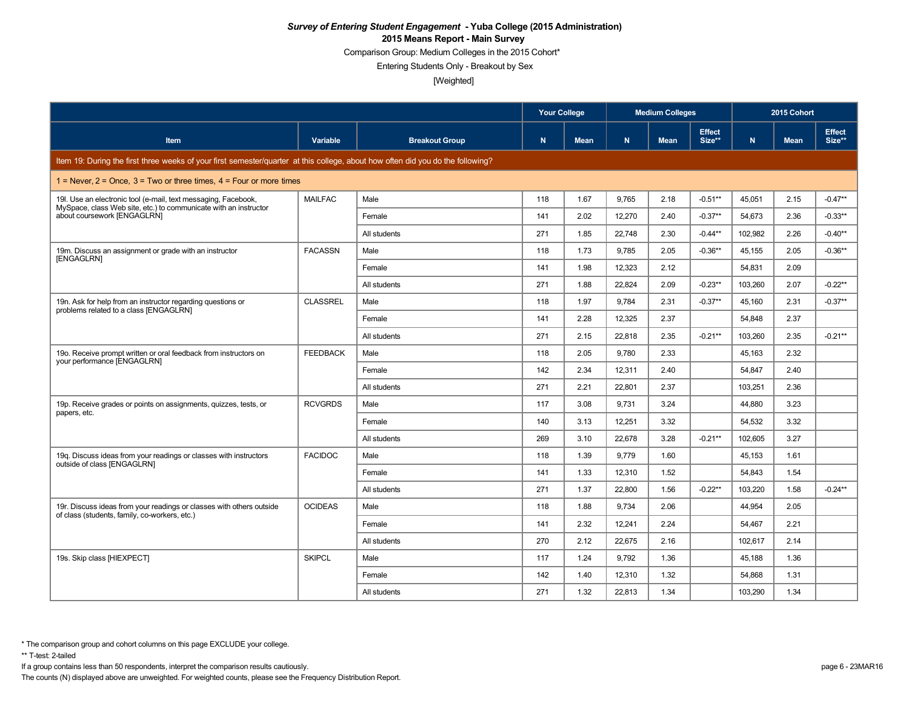# *Survey of Entering Student Engagement* - Yuba College (2015 Administration)

## 2015 Means Report - Main Survey

Comparison Group: Medium Colleges in the 2015 Cohort*

Entering Students Only - Breakout by Sex

[Weighted]

| | | | Your College | | Medium Colleges | | | 2015 Cohort | | |
|---|---|---|---|---|---|---|---|---|---|---|
| Item | Variable | Breakout Group | N | Mean | N | Mean | Effect Size** | N | Mean | Effect Size** |
| Item 19: During the first three weeks of your first semester/quarter at this college, about how often did you do the following? | | | | | | | | | | |
| 1 = Never, 2 = Once, 3 = Two or three times, 4 = Four or more times | | | | | | | | | | |
| 19l. Use an electronic tool (e-mail, text messaging, Facebook, MySpace, class Web site, etc.) to communicate with an instructor about coursework [ENGAGLRN] | MAILFAC | Male | 118 | 1.67 | 9,765 | 2.18 | -0.51** | 45,051 | 2.15 | -0.47** |
| | | Female | 141 | 2.02 | 12,270 | 2.40 | -0.37** | 54,673 | 2.36 | -0.33** |
| | | All students | 271 | 1.85 | 22,748 | 2.30 | -0.44** | 102,982 | 2.26 | -0.40** |
| 19m. Discuss an assignment or grade with an instructor [ENGAGLRN] | FACASSN | Male | 118 | 1.73 | 9,785 | 2.05 | -0.36** | 45,155 | 2.05 | -0.36** |
| | | Female | 141 | 1.98 | 12,323 | 2.12 | | 54,831 | 2.09 | |
| | | All students | 271 | 1.88 | 22,824 | 2.09 | -0.23** | 103,260 | 2.07 | -0.22** |
| 19n. Ask for help from an instructor regarding questions or problems related to a class [ENGAGLRN] | CLASSREL | Male | 118 | 1.97 | 9,784 | 2.31 | -0.37** | 45,160 | 2.31 | -0.37** |
| | | Female | 141 | 2.28 | 12,325 | 2.37 | | 54,848 | 2.37 | |
| | | All students | 271 | 2.15 | 22,818 | 2.35 | -0.21** | 103,260 | 2.35 | -0.21** |
| 19o. Receive prompt written or oral feedback from instructors on your performance [ENGAGLRN] | FEEDBACK | Male | 118 | 2.05 | 9,780 | 2.33 | | 45,163 | 2.32 | |
| | | Female | 142 | 2.34 | 12,311 | 2.40 | | 54,847 | 2.40 | |
| | | All students | 271 | 2.21 | 22,801 | 2.37 | | 103,251 | 2.36 | |
| 19p. Receive grades or points on assignments, quizzes, tests, or papers, etc. | RCVGRDS | Male | 117 | 3.08 | 9,731 | 3.24 | | 44,880 | 3.23 | |
| | | Female | 140 | 3.13 | 12,251 | 3.32 | | 54,532 | 3.32 | |
| | | All students | 269 | 3.10 | 22,678 | 3.28 | -0.21** | 102,605 | 3.27 | |
| 19q. Discuss ideas from your readings or classes with instructors outside of class [ENGAGLRN] | FACIDOC | Male | 118 | 1.39 | 9,779 | 1.60 | | 45,153 | 1.61 | |
| | | Female | 141 | 1.33 | 12,310 | 1.52 | | 54,843 | 1.54 | |
| | | All students | 271 | 1.37 | 22,800 | 1.56 | -0.22** | 103,220 | 1.58 | -0.24** |
| 19r. Discuss ideas from your readings or classes with others outside of class (students, family, co-workers, etc.) | OCIDEAS | Male | 118 | 1.88 | 9,734 | 2.06 | | 44,954 | 2.05 | |
| | | Female | 141 | 2.32 | 12,241 | 2.24 | | 54,467 | 2.21 | |
| | | All students | 270 | 2.12 | 22,675 | 2.16 | | 102,617 | 2.14 | |
| 19s. Skip class [HIEXPECT] | SKIPCL | Male | 117 | 1.24 | 9,792 | 1.36 | | 45,188 | 1.36 | |
| | | Female | 142 | 1.40 | 12,310 | 1.32 | | 54,868 | 1.31 | |
| | | All students | 271 | 1.32 | 22,813 | 1.34 | | 103,290 | 1.34 | |

* The comparison group and cohort columns on this page EXCLUDE your college.

** T-test: 2-tailed

If a group contains less than 50 respondents, interpret the comparison results cautiously.

The counts (N) displayed above are unweighted. For weighted counts, please see the Frequency Distribution Report.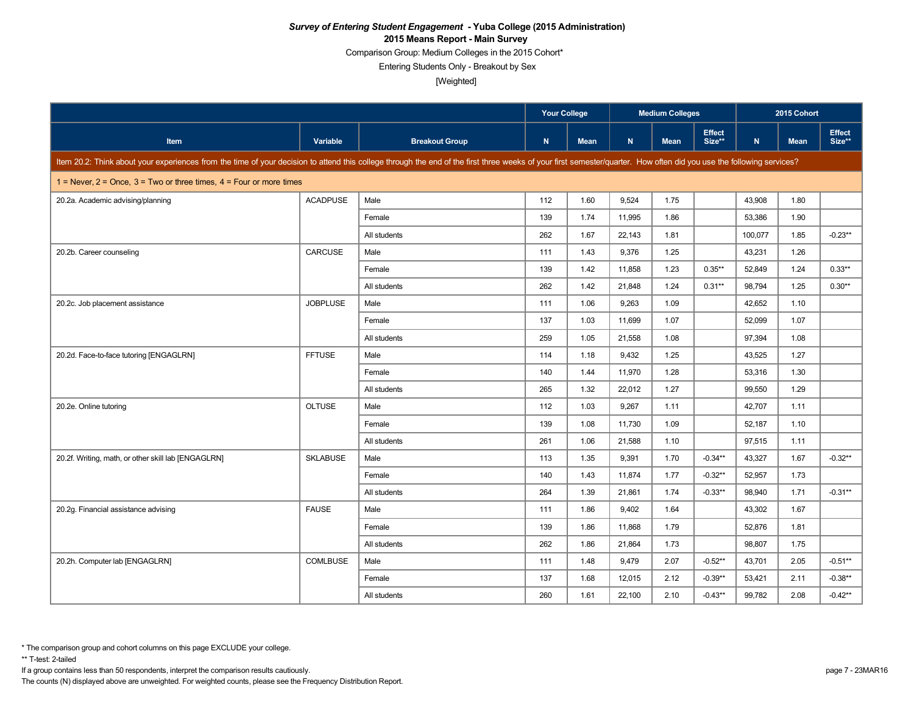***Survey of Entering Student Engagement* - Yuba College (2015 Administration)**

**2015 Means Report - Main Survey**

Comparison Group: Medium Colleges in the 2015 Cohort*

Entering Students Only - Breakout by Sex

[Weighted]

| | | | Your College | | Medium Colleges | | | 2015 Cohort | | |
|---|---|---|---|---|---|---|---|---|---|---|
| Item | Variable | Breakout Group | N | Mean | N | Mean | Effect Size** | N | Mean | Effect Size** |
| Item 20.2: Think about your experiences from the time of your decision to attend this college through the end of the first three weeks of your first semester/quarter. How often did you use the following services? | | | | | | | | | | |
| 1 = Never, 2 = Once, 3 = Two or three times, 4 = Four or more times | | | | | | | | | | |
| 20.2a. Academic advising/planning | ACADPUSE | Male | 112 | 1.60 | 9,524 | 1.75 | | 43,908 | 1.80 | |
| | | Female | 139 | 1.74 | 11,995 | 1.86 | | 53,386 | 1.90 | |
| | | All students | 262 | 1.67 | 22,143 | 1.81 | | 100,077 | 1.85 | -0.23** |
| 20.2b. Career counseling | CARCUSE | Male | 111 | 1.43 | 9,376 | 1.25 | | 43,231 | 1.26 | |
| | | Female | 139 | 1.42 | 11,858 | 1.23 | 0.35** | 52,849 | 1.24 | 0.33** |
| | | All students | 262 | 1.42 | 21,848 | 1.24 | 0.31** | 98,794 | 1.25 | 0.30** |
| 20.2c. Job placement assistance | JOBPLUSE | Male | 111 | 1.06 | 9,263 | 1.09 | | 42,652 | 1.10 | |
| | | Female | 137 | 1.03 | 11,699 | 1.07 | | 52,099 | 1.07 | |
| | | All students | 259 | 1.05 | 21,558 | 1.08 | | 97,394 | 1.08 | |
| 20.2d. Face-to-face tutoring [ENGAGLRN] | FFTUSE | Male | 114 | 1.18 | 9,432 | 1.25 | | 43,525 | 1.27 | |
| | | Female | 140 | 1.44 | 11,970 | 1.28 | | 53,316 | 1.30 | |
| | | All students | 265 | 1.32 | 22,012 | 1.27 | | 99,550 | 1.29 | |
| 20.2e. Online tutoring | OLTUSE | Male | 112 | 1.03 | 9,267 | 1.11 | | 42,707 | 1.11 | |
| | | Female | 139 | 1.08 | 11,730 | 1.09 | | 52,187 | 1.10 | |
| | | All students | 261 | 1.06 | 21,588 | 1.10 | | 97,515 | 1.11 | |
| 20.2f. Writing, math, or other skill lab [ENGAGLRN] | SKLABUSE | Male | 113 | 1.35 | 9,391 | 1.70 | -0.34** | 43,327 | 1.67 | -0.32** |
| | | Female | 140 | 1.43 | 11,874 | 1.77 | -0.32** | 52,957 | 1.73 | |
| | | All students | 264 | 1.39 | 21,861 | 1.74 | -0.33** | 98,940 | 1.71 | -0.31** |
| 20.2g. Financial assistance advising | FAUSE | Male | 111 | 1.86 | 9,402 | 1.64 | | 43,302 | 1.67 | |
| | | Female | 139 | 1.86 | 11,868 | 1.79 | | 52,876 | 1.81 | |
| | | All students | 262 | 1.86 | 21,864 | 1.73 | | 98,807 | 1.75 | |
| 20.2h. Computer lab [ENGAGLRN] | COMLBUSE | Male | 111 | 1.48 | 9,479 | 2.07 | -0.52** | 43,701 | 2.05 | -0.51** |
| | | Female | 137 | 1.68 | 12,015 | 2.12 | -0.39** | 53,421 | 2.11 | -0.38** |
| | | All students | 260 | 1.61 | 22,100 | 2.10 | -0.43** | 99,782 | 2.08 | -0.42** |

\* The comparison group and cohort columns on this page EXCLUDE your college.

** T-test: 2-tailed

If a group contains less than 50 respondents, interpret the comparison results cautiously.

The counts (N) displayed above are unweighted. For weighted counts, please see the Frequency Distribution Report.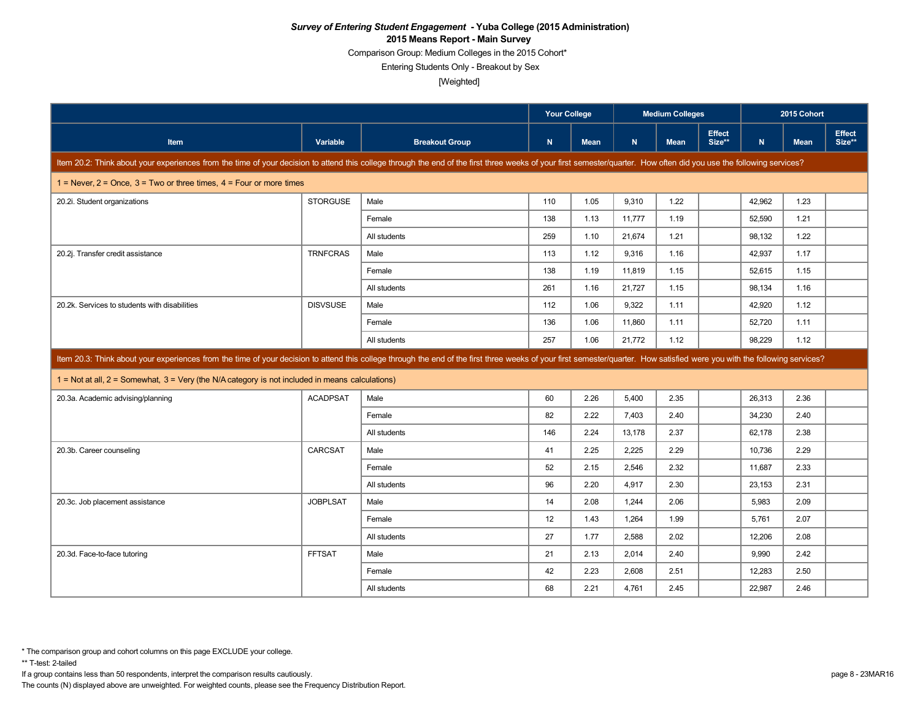***Survey of Entering Student Engagement* - Yuba College (2015 Administration)**

**2015 Means Report - Main Survey**

Comparison Group: Medium Colleges in the 2015 Cohort*

Entering Students Only - Breakout by Sex

[Weighted]

| | | | Your College | | Medium Colleges | | | 2015 Cohort | | |
|---|---|---|---|---|---|---|---|---|---|---|
| **Item** | **Variable** | **Breakout Group** | **N** | **Mean** | **N** | **Mean** | **Effect Size**** | **N** | **Mean** | **Effect Size**** |
| Item 20.2: Think about your experiences from the time of your decision to attend this college through the end of the first three weeks of your first semester/quarter. How often did you use the following services? | | | | | | | | | | |
| 1 = Never, 2 = Once, 3 = Two or three times, 4 = Four or more times | | | | | | | | | | |
| 20.2i. Student organizations | STORGUSE | Male | 110 | 1.05 | 9,310 | 1.22 | | 42,962 | 1.23 | |
| | | Female | 138 | 1.13 | 11,777 | 1.19 | | 52,590 | 1.21 | |
| | | All students | 259 | 1.10 | 21,674 | 1.21 | | 98,132 | 1.22 | |
| 20.2j. Transfer credit assistance | TRNFCRAS | Male | 113 | 1.12 | 9,316 | 1.16 | | 42,937 | 1.17 | |
| | | Female | 138 | 1.19 | 11,819 | 1.15 | | 52,615 | 1.15 | |
| | | All students | 261 | 1.16 | 21,727 | 1.15 | | 98,134 | 1.16 | |
| 20.2k. Services to students with disabilities | DISVSUSE | Male | 112 | 1.06 | 9,322 | 1.11 | | 42,920 | 1.12 | |
| | | Female | 136 | 1.06 | 11,860 | 1.11 | | 52,720 | 1.11 | |
| | | All students | 257 | 1.06 | 21,772 | 1.12 | | 98,229 | 1.12 | |
| Item 20.3: Think about your experiences from the time of your decision to attend this college through the end of the first three weeks of your first semester/quarter. How satisfied were you with the following services? | | | | | | | | | | |
| 1 = Not at all, 2 = Somewhat, 3 = Very (the N/A category is not included in means calculations) | | | | | | | | | | |
| 20.3a. Academic advising/planning | ACADPSAT | Male | 60 | 2.26 | 5,400 | 2.35 | | 26,313 | 2.36 | |
| | | Female | 82 | 2.22 | 7,403 | 2.40 | | 34,230 | 2.40 | |
| | | All students | 146 | 2.24 | 13,178 | 2.37 | | 62,178 | 2.38 | |
| 20.3b. Career counseling | CARCSAT | Male | 41 | 2.25 | 2,225 | 2.29 | | 10,736 | 2.29 | |
| | | Female | 52 | 2.15 | 2,546 | 2.32 | | 11,687 | 2.33 | |
| | | All students | 96 | 2.20 | 4,917 | 2.30 | | 23,153 | 2.31 | |
| 20.3c. Job placement assistance | JOBPLSAT | Male | 14 | 2.08 | 1,244 | 2.06 | | 5,983 | 2.09 | |
| | | Female | 12 | 1.43 | 1,264 | 1.99 | | 5,761 | 2.07 | |
| | | All students | 27 | 1.77 | 2,588 | 2.02 | | 12,206 | 2.08 | |
| 20.3d. Face-to-face tutoring | FFTSAT | Male | 21 | 2.13 | 2,014 | 2.40 | | 9,990 | 2.42 | |
| | | Female | 42 | 2.23 | 2,608 | 2.51 | | 12,283 | 2.50 | |
| | | All students | 68 | 2.21 | 4,761 | 2.45 | | 22,987 | 2.46 | |

* The comparison group and cohort columns on this page EXCLUDE your college.

** T-test: 2-tailed

If a group contains less than 50 respondents, interpret the comparison results cautiously.

The counts (N) displayed above are unweighted. For weighted counts, please see the Frequency Distribution Report.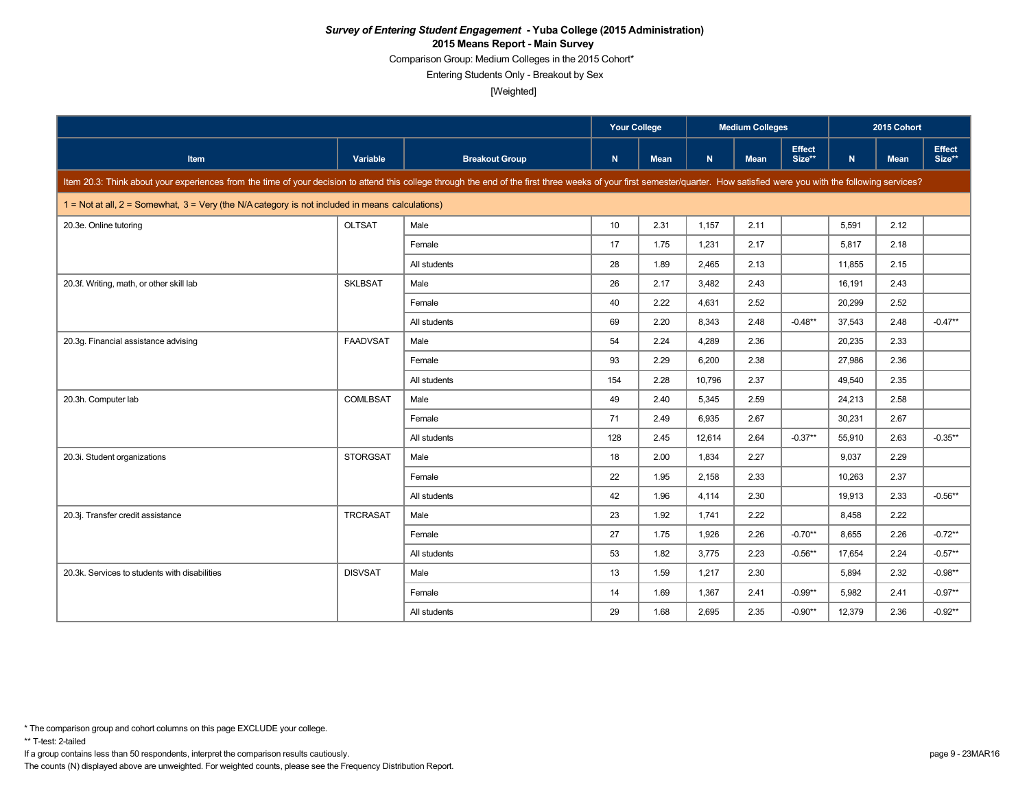***Survey of Entering Student Engagement* - Yuba College (2015 Administration)**

**2015 Means Report - Main Survey**

Comparison Group: Medium Colleges in the 2015 Cohort*

Entering Students Only - Breakout by Sex

[Weighted]

| | | | Your College | | Medium Colleges | | | 2015 Cohort | | |
|---|---|---|---|---|---|---|---|---|---|---|
| Item | Variable | Breakout Group | N | Mean | N | Mean | Effect Size** | N | Mean | Effect Size** |
| Item 20.3: Think about your experiences from the time of your decision to attend this college through the end of the first three weeks of your first semester/quarter. How satisfied were you with the following services? | | | | | | | | | | |
| 1 = Not at all, 2 = Somewhat, 3 = Very (the N/A category is not included in means calculations) | | | | | | | | | | |
| 20.3e. Online tutoring | OLTSAT | Male | 10 | 2.31 | 1,157 | 2.11 | | 5,591 | 2.12 | |
| | | Female | 17 | 1.75 | 1,231 | 2.17 | | 5,817 | 2.18 | |
| | | All students | 28 | 1.89 | 2,465 | 2.13 | | 11,855 | 2.15 | |
| 20.3f. Writing, math, or other skill lab | SKLBSAT | Male | 26 | 2.17 | 3,482 | 2.43 | | 16,191 | 2.43 | |
| | | Female | 40 | 2.22 | 4,631 | 2.52 | | 20,299 | 2.52 | |
| | | All students | 69 | 2.20 | 8,343 | 2.48 | -0.48** | 37,543 | 2.48 | -0.47** |
| 20.3g. Financial assistance advising | FAADVSAT | Male | 54 | 2.24 | 4,289 | 2.36 | | 20,235 | 2.33 | |
| | | Female | 93 | 2.29 | 6,200 | 2.38 | | 27,986 | 2.36 | |
| | | All students | 154 | 2.28 | 10,796 | 2.37 | | 49,540 | 2.35 | |
| 20.3h. Computer lab | COMLBSAT | Male | 49 | 2.40 | 5,345 | 2.59 | | 24,213 | 2.58 | |
| | | Female | 71 | 2.49 | 6,935 | 2.67 | | 30,231 | 2.67 | |
| | | All students | 128 | 2.45 | 12,614 | 2.64 | -0.37** | 55,910 | 2.63 | -0.35** |
| 20.3i. Student organizations | STORGSAT | Male | 18 | 2.00 | 1,834 | 2.27 | | 9,037 | 2.29 | |
| | | Female | 22 | 1.95 | 2,158 | 2.33 | | 10,263 | 2.37 | |
| | | All students | 42 | 1.96 | 4,114 | 2.30 | | 19,913 | 2.33 | -0.56** |
| 20.3j. Transfer credit assistance | TRCRASAT | Male | 23 | 1.92 | 1,741 | 2.22 | | 8,458 | 2.22 | |
| | | Female | 27 | 1.75 | 1,926 | 2.26 | -0.70** | 8,655 | 2.26 | -0.72** |
| | | All students | 53 | 1.82 | 3,775 | 2.23 | -0.56** | 17,654 | 2.24 | -0.57** |
| 20.3k. Services to students with disabilities | DISVSAT | Male | 13 | 1.59 | 1,217 | 2.30 | | 5,894 | 2.32 | -0.98** |
| | | Female | 14 | 1.69 | 1,367 | 2.41 | -0.99** | 5,982 | 2.41 | -0.97** |
| | | All students | 29 | 1.68 | 2,695 | 2.35 | -0.90** | 12,379 | 2.36 | -0.92** |

* The comparison group and cohort columns on this page EXCLUDE your college.

** T-test: 2-tailed

If a group contains less than 50 respondents, interpret the comparison results cautiously.

The counts (N) displayed above are unweighted. For weighted counts, please see the Frequency Distribution Report.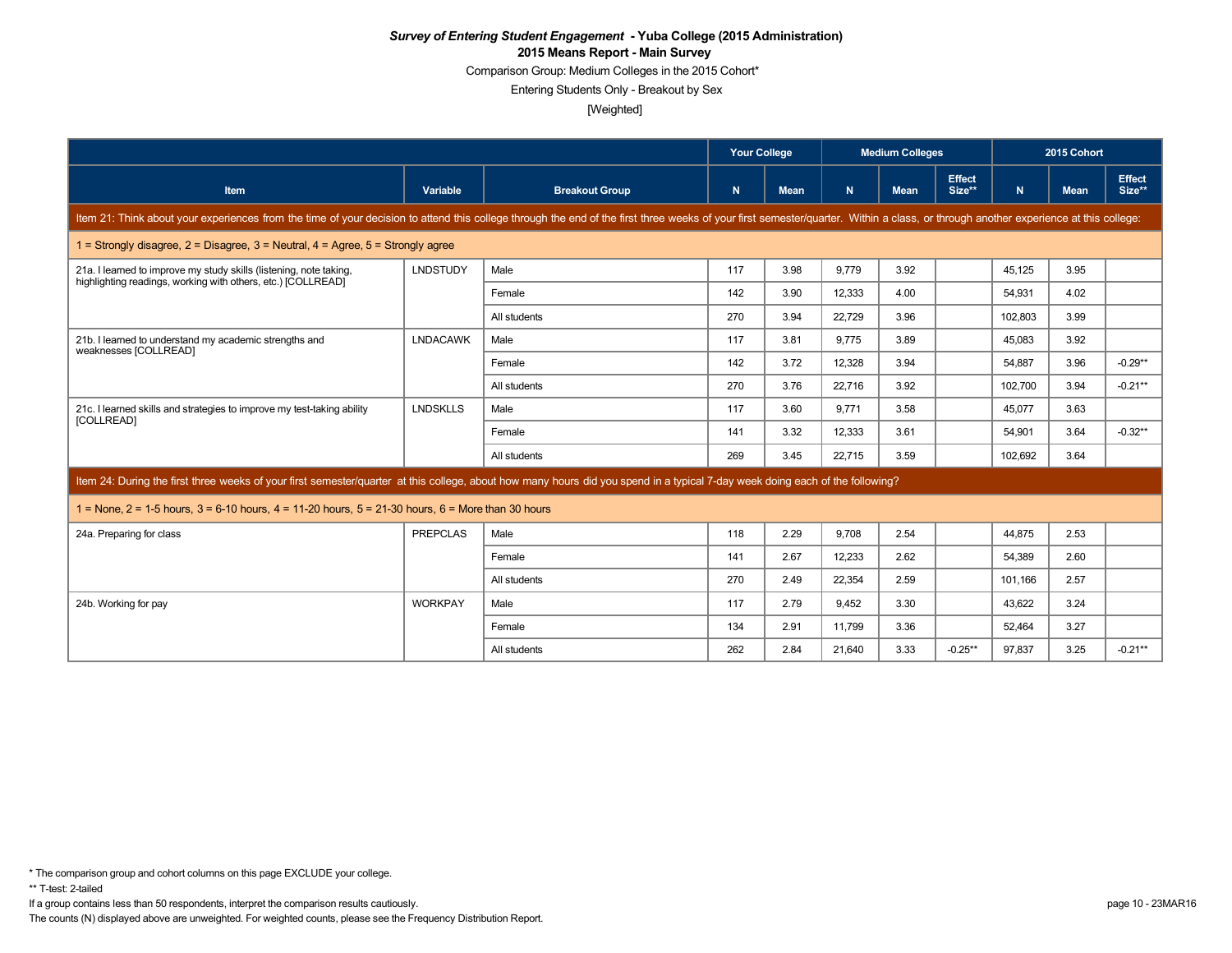***Survey of Entering Student Engagement* - Yuba College (2015 Administration)**

**2015 Means Report - Main Survey**

Comparison Group: Medium Colleges in the 2015 Cohort*

Entering Students Only - Breakout by Sex

[Weighted]

| | | | Your College | | Medium Colleges | | | 2015 Cohort | | |
|---|---|---|---|---|---|---|---|---|---|---|
| **Item** | **Variable** | **Breakout Group** | **N** | **Mean** | **N** | **Mean** | **Effect Size**** | **N** | **Mean** | **Effect Size**** |
| Item 21: Think about your experiences from the time of your decision to attend this college through the end of the first three weeks of your first semester/quarter. Within a class, or through another experience at this college: | | | | | | | | | | |
| 1 = Strongly disagree, 2 = Disagree, 3 = Neutral, 4 = Agree, 5 = Strongly agree | | | | | | | | | | |
| 21a. I learned to improve my study skills (listening, note taking, highlighting readings, working with others, etc.) [COLLREAD] | LNDSTUDY | Male | 117 | 3.98 | 9,779 | 3.92 | | 45,125 | 3.95 | |
| | | Female | 142 | 3.90 | 12,333 | 4.00 | | 54,931 | 4.02 | |
| | | All students | 270 | 3.94 | 22,729 | 3.96 | | 102,803 | 3.99 | |
| 21b. I learned to understand my academic strengths and weaknesses [COLLREAD] | LNDACAWK | Male | 117 | 3.81 | 9,775 | 3.89 | | 45,083 | 3.92 | |
| | | Female | 142 | 3.72 | 12,328 | 3.94 | | 54,887 | 3.96 | -0.29** |
| | | All students | 270 | 3.76 | 22,716 | 3.92 | | 102,700 | 3.94 | -0.21** |
| 21c. I learned skills and strategies to improve my test-taking ability [COLLREAD] | LNDSKLLS | Male | 117 | 3.60 | 9,771 | 3.58 | | 45,077 | 3.63 | |
| | | Female | 141 | 3.32 | 12,333 | 3.61 | | 54,901 | 3.64 | -0.32** |
| | | All students | 269 | 3.45 | 22,715 | 3.59 | | 102,692 | 3.64 | |
| Item 24: During the first three weeks of your first semester/quarter at this college, about how many hours did you spend in a typical 7-day week doing each of the following? | | | | | | | | | | |
| 1 = None, 2 = 1-5 hours, 3 = 6-10 hours, 4 = 11-20 hours, 5 = 21-30 hours, 6 = More than 30 hours | | | | | | | | | | |
| 24a. Preparing for class | PREPCLAS | Male | 118 | 2.29 | 9,708 | 2.54 | | 44,875 | 2.53 | |
| | | Female | 141 | 2.67 | 12,233 | 2.62 | | 54,389 | 2.60 | |
| | | All students | 270 | 2.49 | 22,354 | 2.59 | | 101,166 | 2.57 | |
| 24b. Working for pay | WORKPAY | Male | 117 | 2.79 | 9,452 | 3.30 | | 43,622 | 3.24 | |
| | | Female | 134 | 2.91 | 11,799 | 3.36 | | 52,464 | 3.27 | |
| | | All students | 262 | 2.84 | 21,640 | 3.33 | -0.25** | 97,837 | 3.25 | -0.21** |

\* The comparison group and cohort columns on this page EXCLUDE your college.

** T-test: 2-tailed

If a group contains less than 50 respondents, interpret the comparison results cautiously.

The counts (N) displayed above are unweighted. For weighted counts, please see the Frequency Distribution Report.